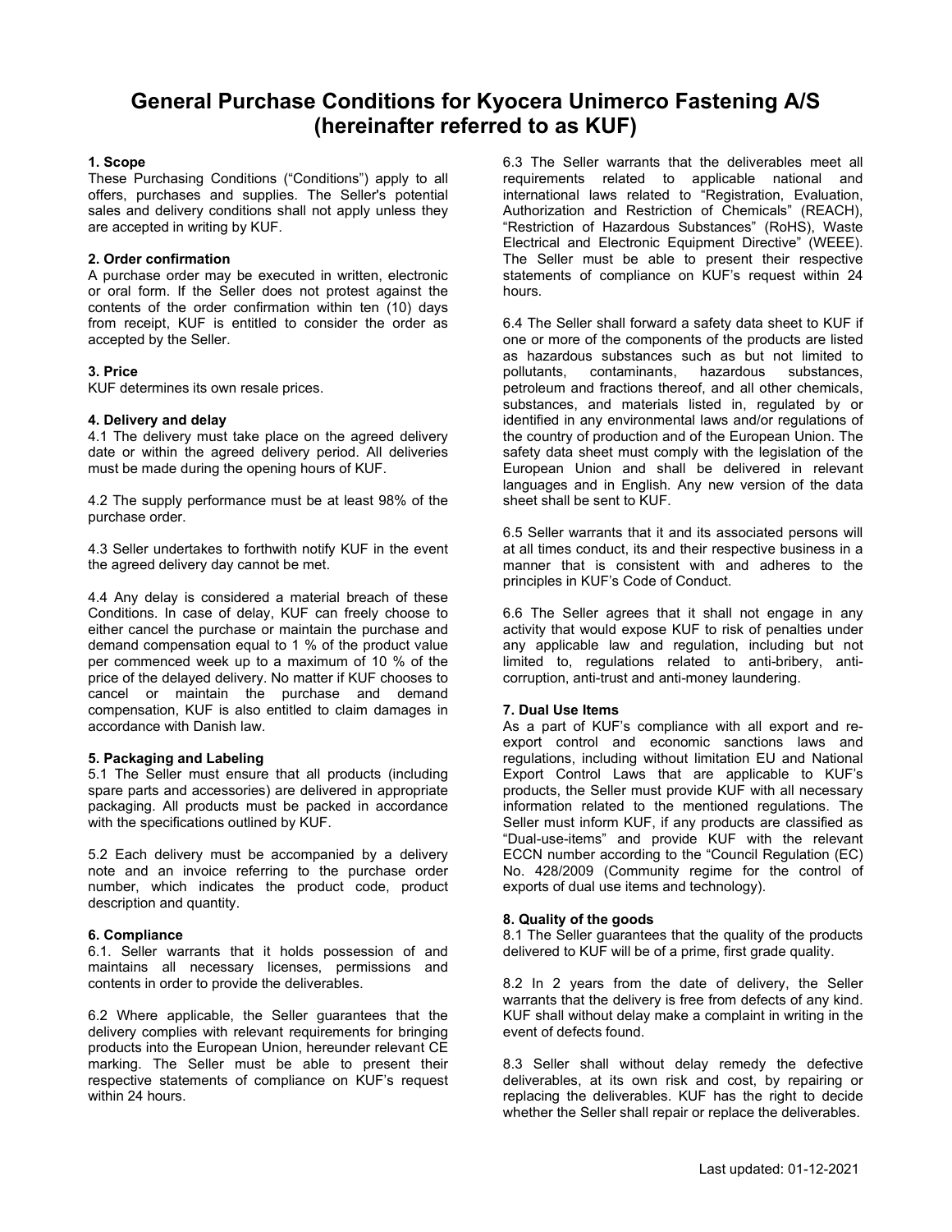# General Purchase Conditions for Kyocera Unimerco Fastening A/S (hereinafter referred to as KUF)

**1. Scope**

These Purchasing Conditions ("Conditions") apply to all offers, purchases and supplies. The Seller's potential sales and delivery conditions shall not apply unless they are accepted in writing by KUF.

**2. Order confirmation**

A purchase order may be executed in written, electronic or oral form. If the Seller does not protest against the contents of the order confirmation within ten (10) days from receipt, KUF is entitled to consider the order as accepted by the Seller.

**3. Price**

KUF determines its own resale prices.

**4. Delivery and delay**

4.1 The delivery must take place on the agreed delivery date or within the agreed delivery period. All deliveries must be made during the opening hours of KUF.

4.2 The supply performance must be at least 98% of the purchase order.

4.3 Seller undertakes to forthwith notify KUF in the event the agreed delivery day cannot be met.

4.4 Any delay is considered a material breach of these Conditions. In case of delay, KUF can freely choose to either cancel the purchase or maintain the purchase and demand compensation equal to 1 % of the product value per commenced week up to a maximum of 10 % of the price of the delayed delivery. No matter if KUF chooses to cancel or maintain the purchase and demand compensation, KUF is also entitled to claim damages in accordance with Danish law.

**5. Packaging and Labeling**

5.1 The Seller must ensure that all products (including spare parts and accessories) are delivered in appropriate packaging. All products must be packed in accordance with the specifications outlined by KUF.

5.2 Each delivery must be accompanied by a delivery note and an invoice referring to the purchase order number, which indicates the product code, product description and quantity.

**6. Compliance**

6.1. Seller warrants that it holds possession of and maintains all necessary licenses, permissions and contents in order to provide the deliverables.

6.2 Where applicable, the Seller guarantees that the delivery complies with relevant requirements for bringing products into the European Union, hereunder relevant CE marking. The Seller must be able to present their respective statements of compliance on KUF's request within 24 hours.

6.3 The Seller warrants that the deliverables meet all requirements related to applicable national and international laws related to "Registration, Evaluation, Authorization and Restriction of Chemicals" (REACH), "Restriction of Hazardous Substances" (RoHS), Waste Electrical and Electronic Equipment Directive" (WEEE). The Seller must be able to present their respective statements of compliance on KUF's request within 24 hours.

6.4 The Seller shall forward a safety data sheet to KUF if one or more of the components of the products are listed as hazardous substances such as but not limited to pollutants, contaminants, hazardous substances, petroleum and fractions thereof, and all other chemicals, substances, and materials listed in, regulated by or identified in any environmental laws and/or regulations of the country of production and of the European Union. The safety data sheet must comply with the legislation of the European Union and shall be delivered in relevant languages and in English. Any new version of the data sheet shall be sent to KUF.

6.5 Seller warrants that it and its associated persons will at all times conduct, its and their respective business in a manner that is consistent with and adheres to the principles in KUF's Code of Conduct.

6.6 The Seller agrees that it shall not engage in any activity that would expose KUF to risk of penalties under any applicable law and regulation, including but not limited to, regulations related to anti-bribery, anti-corruption, anti-trust and anti-money laundering.

**7. Dual Use Items**

As a part of KUF's compliance with all export and re-export control and economic sanctions laws and regulations, including without limitation EU and National Export Control Laws that are applicable to KUF's products, the Seller must provide KUF with all necessary information related to the mentioned regulations. The Seller must inform KUF, if any products are classified as "Dual-use-items" and provide KUF with the relevant ECCN number according to the "Council Regulation (EC) No. 428/2009 (Community regime for the control of exports of dual use items and technology).

**8. Quality of the goods**

8.1 The Seller guarantees that the quality of the products delivered to KUF will be of a prime, first grade quality.

8.2 In 2 years from the date of delivery, the Seller warrants that the delivery is free from defects of any kind. KUF shall without delay make a complaint in writing in the event of defects found.

8.3 Seller shall without delay remedy the defective deliverables, at its own risk and cost, by repairing or replacing the deliverables. KUF has the right to decide whether the Seller shall repair or replace the deliverables.

Last updated: 01-12-2021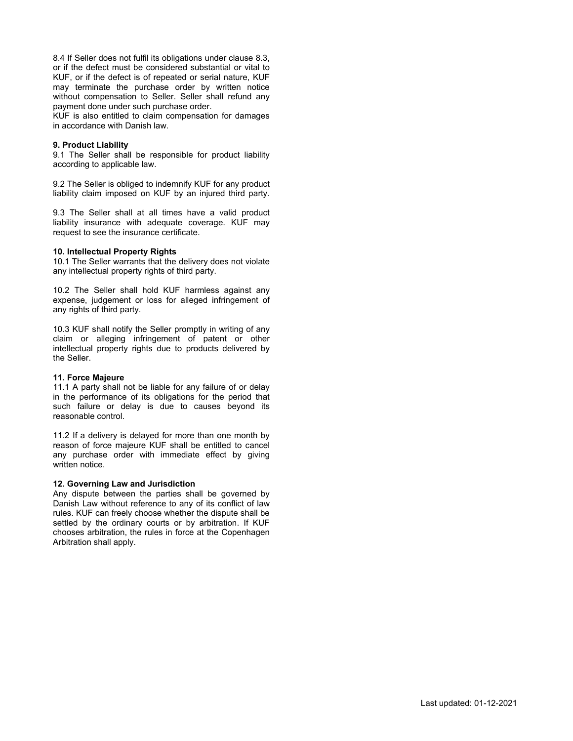8.4 If Seller does not fulfil its obligations under clause 8.3, or if the defect must be considered substantial or vital to KUF, or if the defect is of repeated or serial nature, KUF may terminate the purchase order by written notice without compensation to Seller. Seller shall refund any payment done under such purchase order.
KUF is also entitled to claim compensation for damages in accordance with Danish law.

**9. Product Liability**
9.1 The Seller shall be responsible for product liability according to applicable law.

9.2 The Seller is obliged to indemnify KUF for any product liability claim imposed on KUF by an injured third party.

9.3 The Seller shall at all times have a valid product liability insurance with adequate coverage. KUF may request to see the insurance certificate.

**10. Intellectual Property Rights**
10.1 The Seller warrants that the delivery does not violate any intellectual property rights of third party.

10.2 The Seller shall hold KUF harmless against any expense, judgement or loss for alleged infringement of any rights of third party.

10.3 KUF shall notify the Seller promptly in writing of any claim or alleging infringement of patent or other intellectual property rights due to products delivered by the Seller.

**11. Force Majeure**
11.1 A party shall not be liable for any failure of or delay in the performance of its obligations for the period that such failure or delay is due to causes beyond its reasonable control.

11.2 If a delivery is delayed for more than one month by reason of force majeure KUF shall be entitled to cancel any purchase order with immediate effect by giving written notice.

**12. Governing Law and Jurisdiction**
Any dispute between the parties shall be governed by Danish Law without reference to any of its conflict of law rules. KUF can freely choose whether the dispute shall be settled by the ordinary courts or by arbitration. If KUF chooses arbitration, the rules in force at the Copenhagen Arbitration shall apply.

Last updated: 01-12-2021